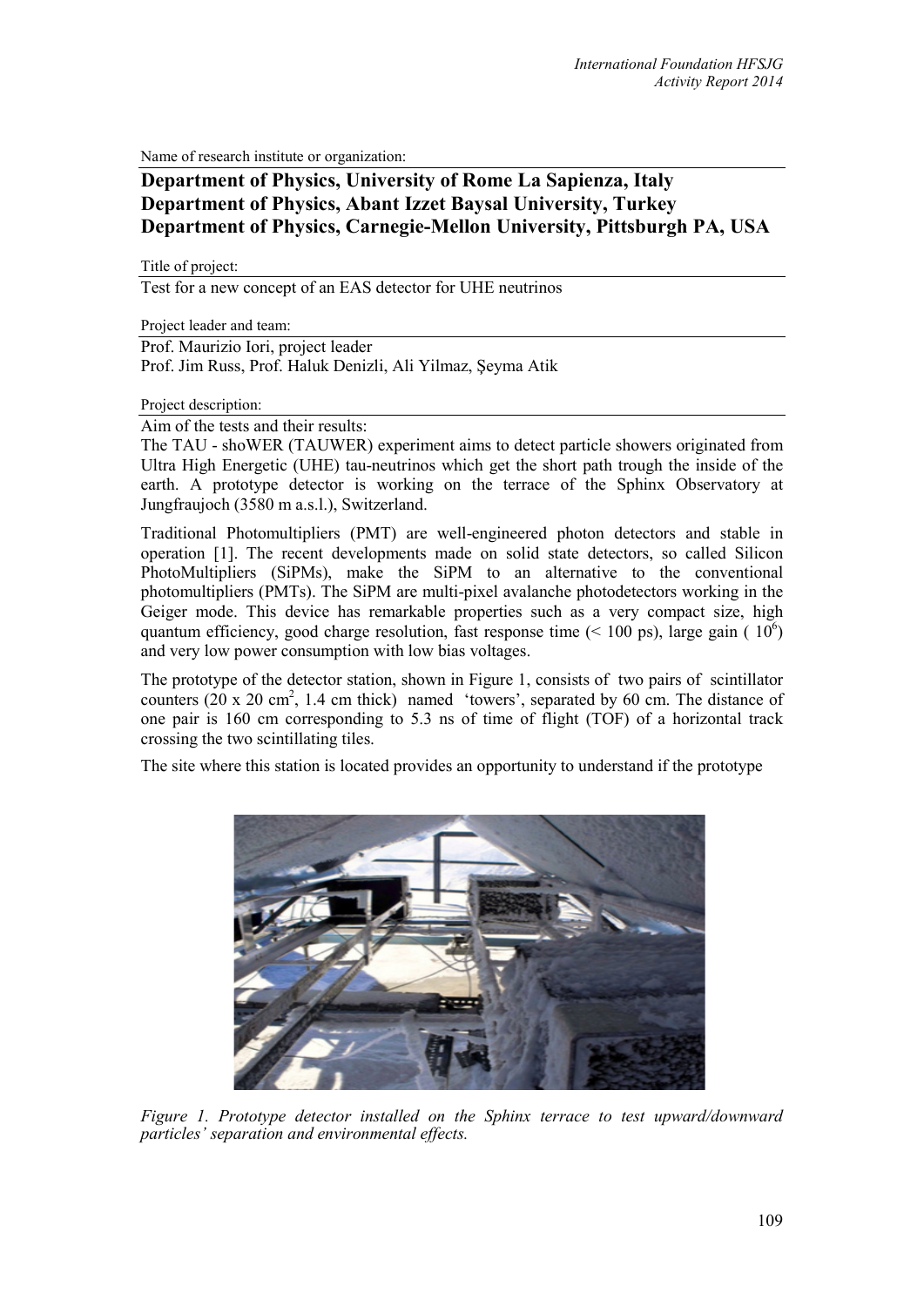Name of research institute or organization:

**Department of Physics, University of Rome La Sapienza, Italy**
**Department of Physics, Abant Izzet Baysal University, Turkey**
**Department of Physics, Carnegie-Mellon University, Pittsburgh PA, USA**

Title of project:

Test for a new concept of an EAS detector for UHE neutrinos

Project leader and team:

Prof. Maurizio Iori, project leader
Prof. Jim Russ, Prof. Haluk Denizli, Ali Yilmaz, Şeyma Atik

Project description:

Aim of the tests and their results:

The TAU - shoWER (TAUWER) experiment aims to detect particle showers originated from Ultra High Energetic (UHE) tau-neutrinos which get the short path trough the inside of the earth. A prototype detector is working on the terrace of the Sphinx Observatory at Jungfraujoch (3580 m a.s.l.), Switzerland.

Traditional Photomultipliers (PMT) are well-engineered photon detectors and stable in operation [1]. The recent developments made on solid state detectors, so called Silicon PhotoMultipliers (SiPMs), make the SiPM to an alternative to the conventional photomultipliers (PMTs). The SiPM are multi-pixel avalanche photodetectors working in the Geiger mode. This device has remarkable properties such as a very compact size, high quantum efficiency, good charge resolution, fast response time (< 100 ps), large gain ( $10^6$) and very low power consumption with low bias voltages.

The prototype of the detector station, shown in Figure 1, consists of two pairs of scintillator counters (20 x 20 cm$^2$, 1.4 cm thick) named 'towers', separated by 60 cm. The distance of one pair is 160 cm corresponding to 5.3 ns of time of flight (TOF) of a horizontal track crossing the two scintillating tiles.

The site where this station is located provides an opportunity to understand if the prototype

*Figure 1. Prototype detector installed on the Sphinx terrace to test upward/downward particles' separation and environmental effects.*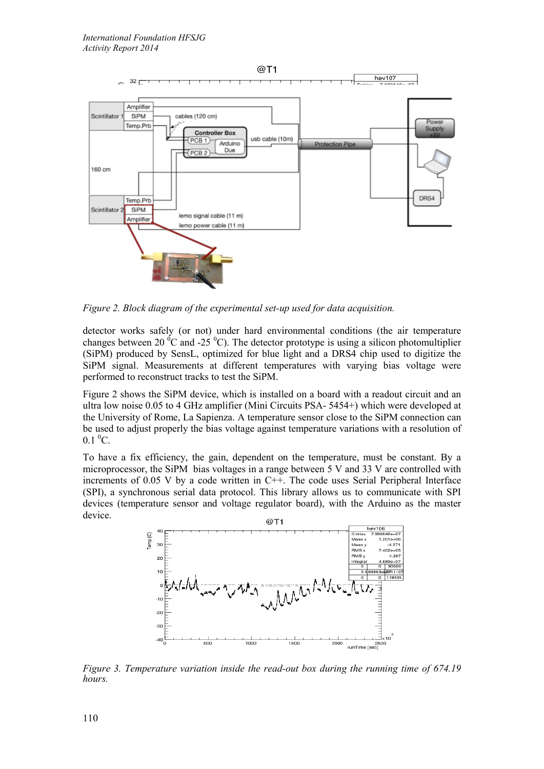Figure 2. Block diagram of the experimental set-up used for data acquisition.

detector works safely (or not) under hard environmental conditions (the air temperature changes between 20 $^{0}$C and -25 $^{0}$C). The detector prototype is using a silicon photomultiplier (SiPM) produced by SensL, optimized for blue light and a DRS4 chip used to digitize the SiPM signal. Measurements at different temperatures with varying bias voltage were performed to reconstruct tracks to test the SiPM.

Figure 2 shows the SiPM device, which is installed on a board with a readout circuit and an ultra low noise 0.05 to 4 GHz amplifier (Mini Circuits PSA- 5454+) which were developed at the University of Rome, La Sapienza. A temperature sensor close to the SiPM connection can be used to adjust properly the bias voltage against temperature variations with a resolution of 0.1 $^{0}$C.

To have a fix efficiency, the gain, dependent on the temperature, must be constant. By a microprocessor, the SiPM bias voltages in a range between 5 V and 33 V are controlled with increments of 0.05 V by a code written in C++. The code uses Serial Peripheral Interface (SPI), a synchronous serial data protocol. This library allows us to communicate with SPI devices (temperature sensor and voltage regulator board), with the Arduino as the master device.

Figure 3. Temperature variation inside the read-out box during the running time of 674.19 hours.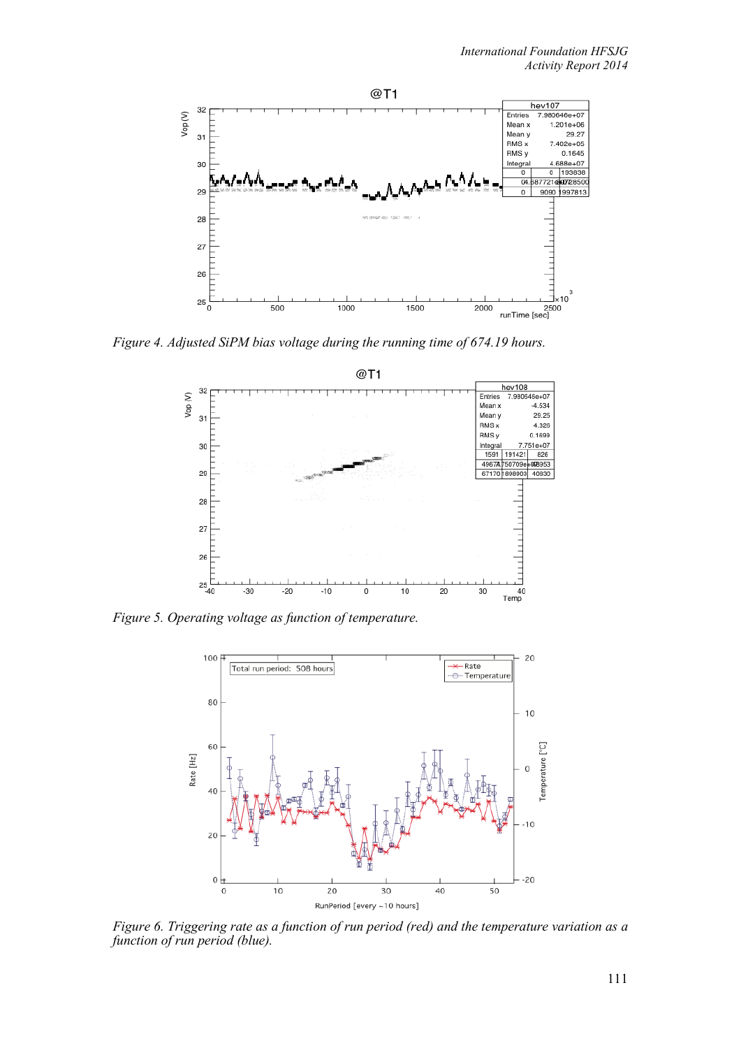*Figure 4. Adjusted SiPM bias voltage during the running time of 674.19 hours.*

*Figure 5. Operating voltage as function of temperature.*

*Figure 6. Triggering rate as a function of run period (red) and the temperature variation as a function of run period (blue).*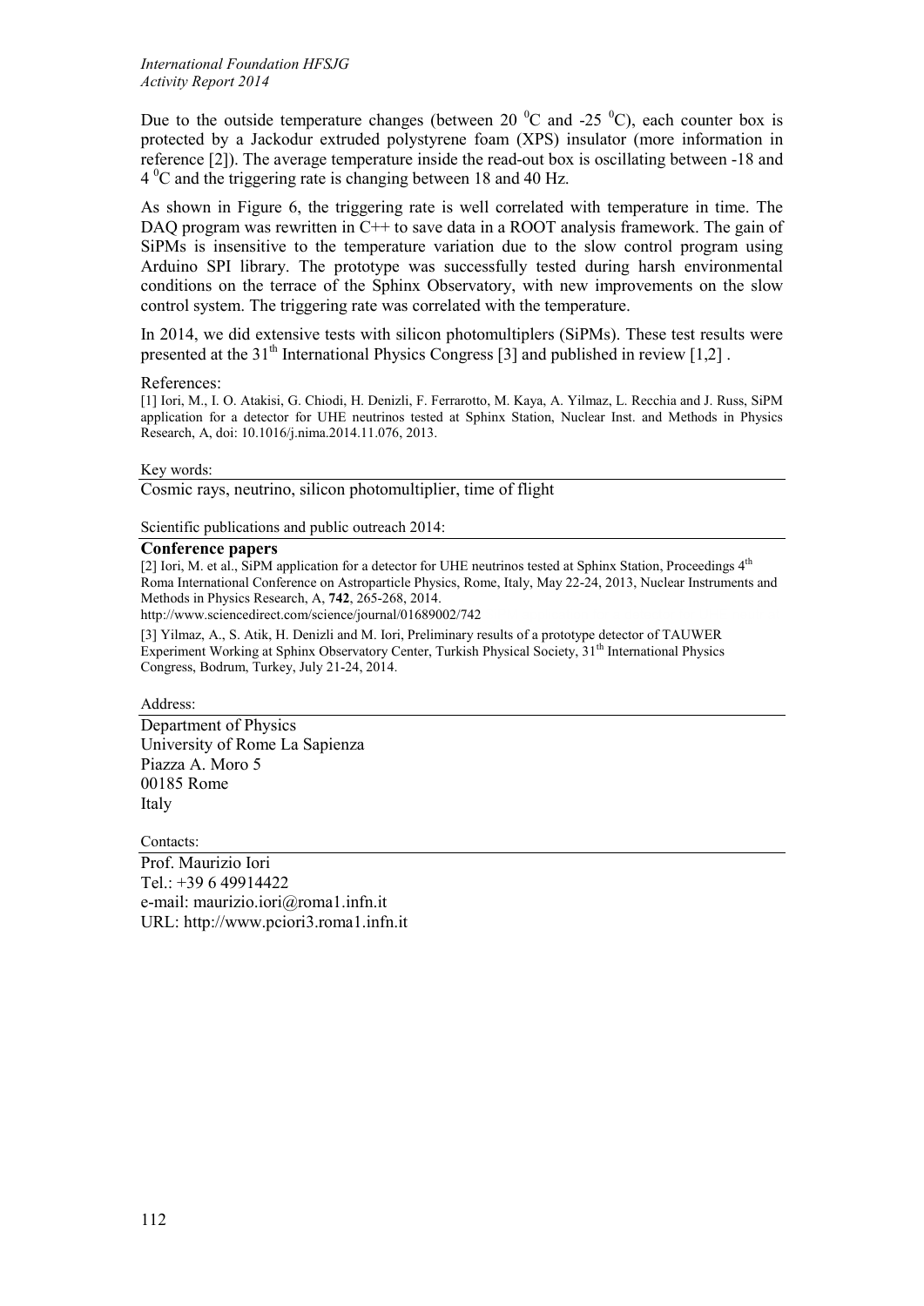Due to the outside temperature changes (between 20 $^0$C and -25 $^0$C), each counter box is protected by a Jackodur extruded polystyrene foam (XPS) insulator (more information in reference [2]). The average temperature inside the read-out box is oscillating between -18 and 4 $^0$C and the triggering rate is changing between 18 and 40 Hz.

As shown in Figure 6, the triggering rate is well correlated with temperature in time. The DAQ program was rewritten in C++ to save data in a ROOT analysis framework. The gain of SiPMs is insensitive to the temperature variation due to the slow control program using Arduino SPI library. The prototype was successfully tested during harsh environmental conditions on the terrace of the Sphinx Observatory, with new improvements on the slow control system. The triggering rate was correlated with the temperature.

In 2014, we did extensive tests with silicon photomultiplers (SiPMs). These test results were presented at the 31th International Physics Congress [3] and published in review [1,2] .

References:

[1] Iori, M., I. O. Atakisi, G. Chiodi, H. Denizli, F. Ferrarotto, M. Kaya, A. Yilmaz, L. Recchia and J. Russ, SiPM application for a detector for UHE neutrinos tested at Sphinx Station, Nuclear Inst. and Methods in Physics Research, A, doi: 10.1016/j.nima.2014.11.076, 2013.

Key words:

Cosmic rays, neutrino, silicon photomultiplier, time of flight

Scientific publications and public outreach 2014:

**Conference papers**

[2] Iori, M. et al., SiPM application for a detector for UHE neutrinos tested at Sphinx Station, Proceedings 4th Roma International Conference on Astroparticle Physics, Rome, Italy, May 22-24, 2013, Nuclear Instruments and Methods in Physics Research, A, **742**, 265-268, 2014.
http://www.sciencedirect.com/science/journal/01689002/742

[3] Yilmaz, A., S. Atik, H. Denizli and M. Iori, Preliminary results of a prototype detector of TAUWER Experiment Working at Sphinx Observatory Center, Turkish Physical Society, 31th International Physics Congress, Bodrum, Turkey, July 21-24, 2014.

Address:

Department of Physics
University of Rome La Sapienza
Piazza A. Moro 5
00185 Rome
Italy

Contacts:

Prof. Maurizio Iori
Tel.: +39 6 49914422
e-mail: maurizio.iori@roma1.infn.it
URL: http://www.pciori3.roma1.infn.it